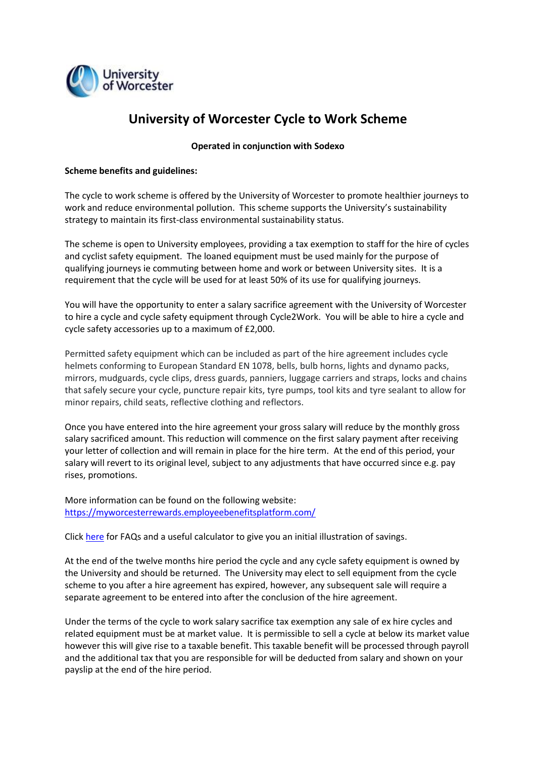# University of Worcester Cycle to Work Scheme

**Operated in conjunction with Sodexo**

**Scheme benefits and guidelines:**

The cycle to work scheme is offered by the University of Worcester to promote healthier journeys to work and reduce environmental pollution. This scheme supports the University's sustainability strategy to maintain its first-class environmental sustainability status.

The scheme is open to University employees, providing a tax exemption to staff for the hire of cycles and cyclist safety equipment. The loaned equipment must be used mainly for the purpose of qualifying journeys ie commuting between home and work or between University sites. It is a requirement that the cycle will be used for at least 50% of its use for qualifying journeys.

You will have the opportunity to enter a salary sacrifice agreement with the University of Worcester to hire a cycle and cycle safety equipment through Cycle2Work. You will be able to hire a cycle and cycle safety accessories up to a maximum of £2,000.

Permitted safety equipment which can be included as part of the hire agreement includes cycle helmets conforming to European Standard EN 1078, bells, bulb horns, lights and dynamo packs, mirrors, mudguards, cycle clips, dress guards, panniers, luggage carriers and straps, locks and chains that safely secure your cycle, puncture repair kits, tyre pumps, tool kits and tyre sealant to allow for minor repairs, child seats, reflective clothing and reflectors.

Once you have entered into the hire agreement your gross salary will reduce by the monthly gross salary sacrificed amount. This reduction will commence on the first salary payment after receiving your letter of collection and will remain in place for the hire term. At the end of this period, your salary will revert to its original level, subject to any adjustments that have occurred since e.g. pay rises, promotions.

More information can be found on the following website:
https://myworcesterrewards.employeebenefitsplatform.com/

Click here for FAQs and a useful calculator to give you an initial illustration of savings.

At the end of the twelve months hire period the cycle and any cycle safety equipment is owned by the University and should be returned. The University may elect to sell equipment from the cycle scheme to you after a hire agreement has expired, however, any subsequent sale will require a separate agreement to be entered into after the conclusion of the hire agreement.

Under the terms of the cycle to work salary sacrifice tax exemption any sale of ex hire cycles and related equipment must be at market value. It is permissible to sell a cycle at below its market value however this will give rise to a taxable benefit. This taxable benefit will be processed through payroll and the additional tax that you are responsible for will be deducted from salary and shown on your payslip at the end of the hire period.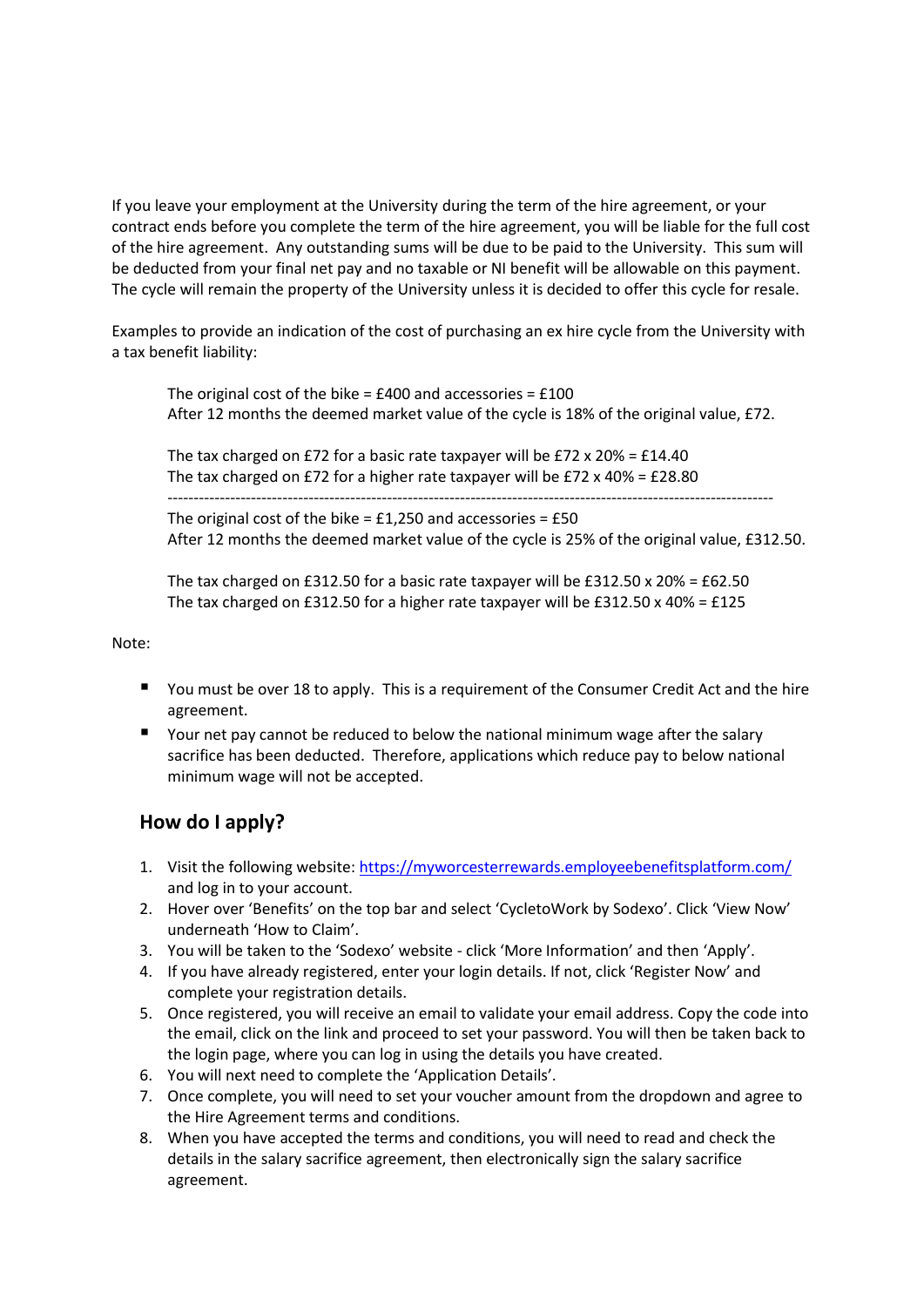If you leave your employment at the University during the term of the hire agreement, or your contract ends before you complete the term of the hire agreement, you will be liable for the full cost of the hire agreement. Any outstanding sums will be due to be paid to the University. This sum will be deducted from your final net pay and no taxable or NI benefit will be allowable on this payment. The cycle will remain the property of the University unless it is decided to offer this cycle for resale.

Examples to provide an indication of the cost of purchasing an ex hire cycle from the University with a tax benefit liability:

> The original cost of the bike = £400 and accessories = £100
> After 12 months the deemed market value of the cycle is 18% of the original value, £72.
>
> The tax charged on £72 for a basic rate taxpayer will be £72 x 20% = £14.40
> The tax charged on £72 for a higher rate taxpayer will be £72 x 40% = £28.80
>
> ---
>
> The original cost of the bike = £1,250 and accessories = £50
> After 12 months the deemed market value of the cycle is 25% of the original value, £312.50.
>
> The tax charged on £312.50 for a basic rate taxpayer will be £312.50 x 20% = £62.50
> The tax charged on £312.50 for a higher rate taxpayer will be £312.50 x 40% = £125

Note:

- You must be over 18 to apply. This is a requirement of the Consumer Credit Act and the hire agreement.
- Your net pay cannot be reduced to below the national minimum wage after the salary sacrifice has been deducted. Therefore, applications which reduce pay to below national minimum wage will not be accepted.

## How do I apply?

1. Visit the following website: https://myworcesterrewards.employeebenefitsplatform.com/ and log in to your account.
2. Hover over 'Benefits' on the top bar and select 'CycletoWork by Sodexo'. Click 'View Now' underneath 'How to Claim'.
3. You will be taken to the 'Sodexo' website - click 'More Information' and then 'Apply'.
4. If you have already registered, enter your login details. If not, click 'Register Now' and complete your registration details.
5. Once registered, you will receive an email to validate your email address. Copy the code into the email, click on the link and proceed to set your password. You will then be taken back to the login page, where you can log in using the details you have created.
6. You will next need to complete the 'Application Details'.
7. Once complete, you will need to set your voucher amount from the dropdown and agree to the Hire Agreement terms and conditions.
8. When you have accepted the terms and conditions, you will need to read and check the details in the salary sacrifice agreement, then electronically sign the salary sacrifice agreement.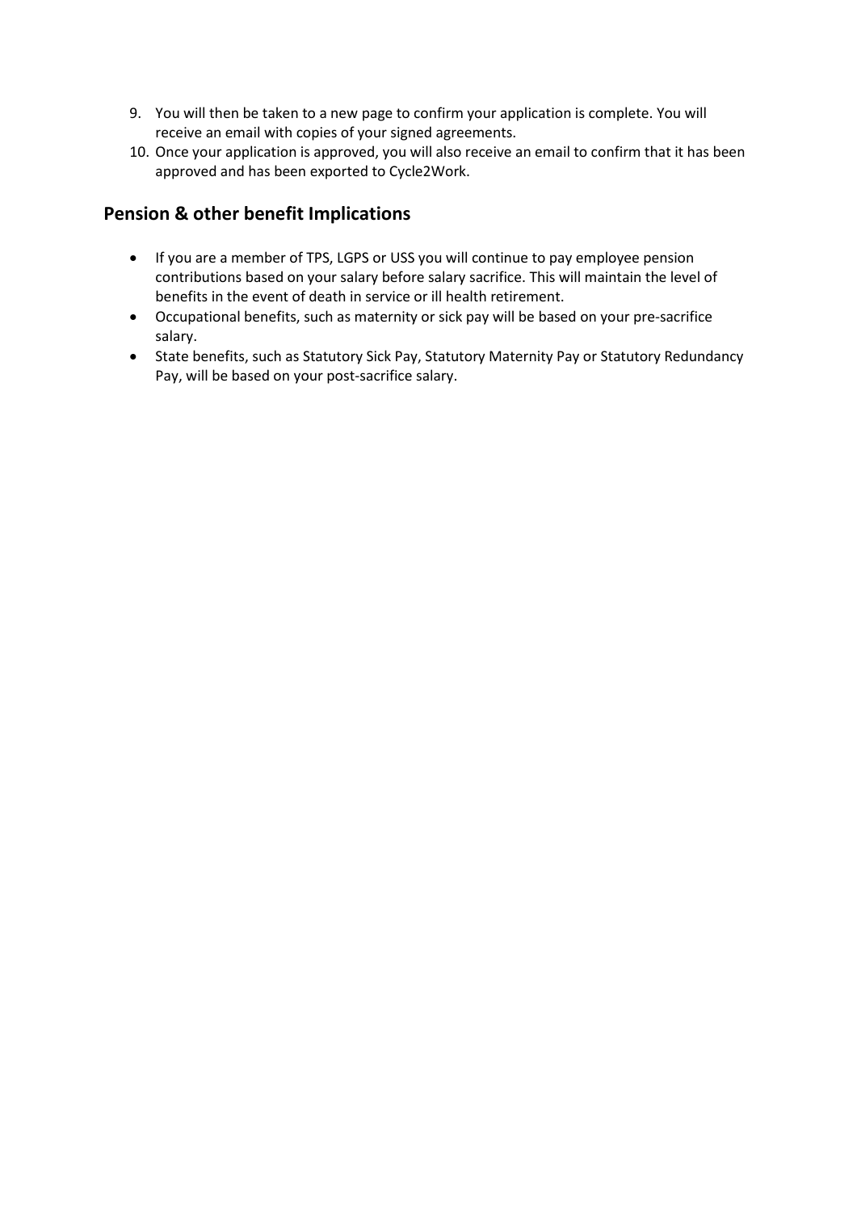9. You will then be taken to a new page to confirm your application is complete. You will receive an email with copies of your signed agreements.
10. Once your application is approved, you will also receive an email to confirm that it has been approved and has been exported to Cycle2Work.

## Pension & other benefit Implications

- If you are a member of TPS, LGPS or USS you will continue to pay employee pension contributions based on your salary before salary sacrifice. This will maintain the level of benefits in the event of death in service or ill health retirement.
- Occupational benefits, such as maternity or sick pay will be based on your pre-sacrifice salary.
- State benefits, such as Statutory Sick Pay, Statutory Maternity Pay or Statutory Redundancy Pay, will be based on your post-sacrifice salary.